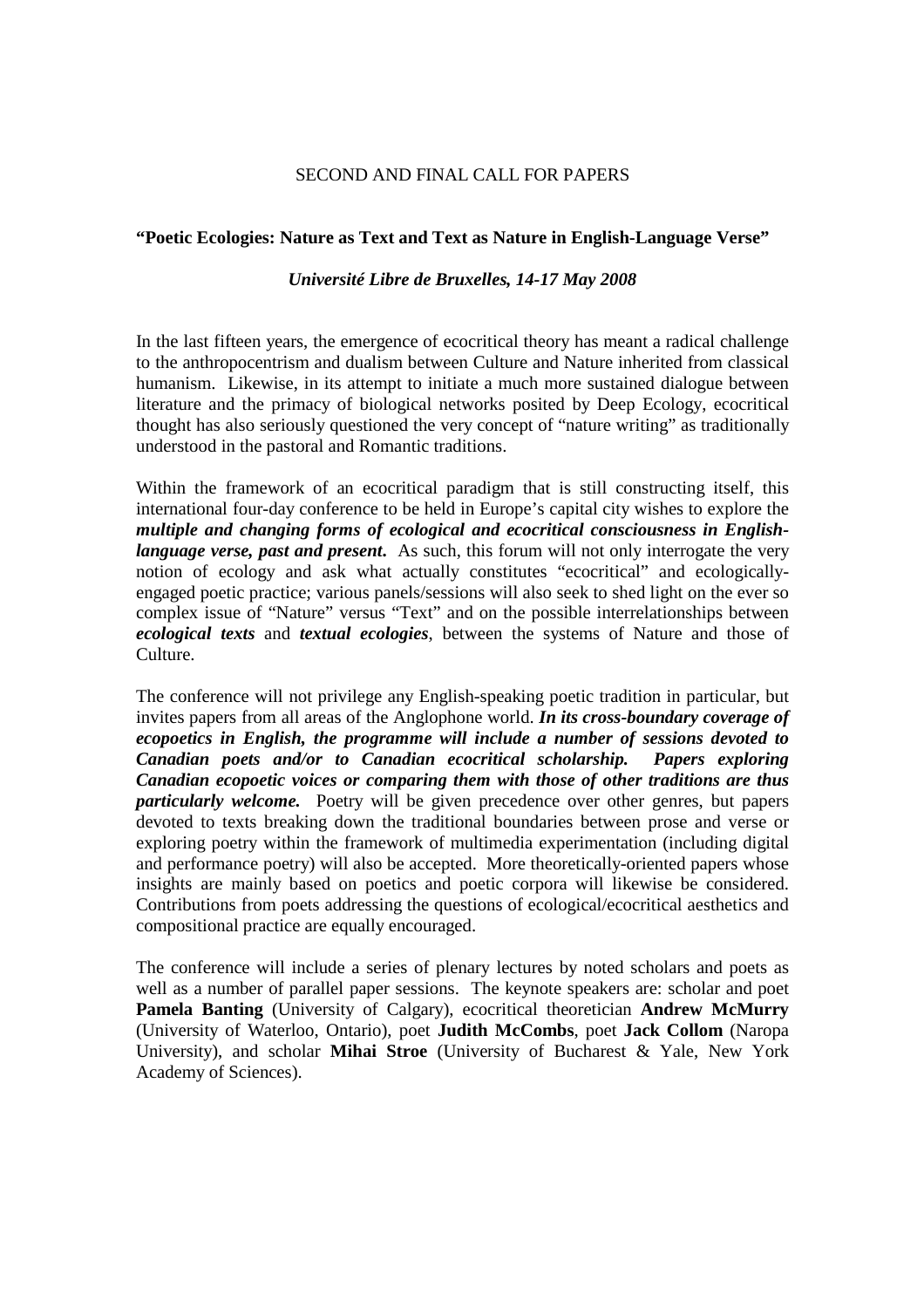SECOND AND FINAL CALL FOR PAPERS

**"Poetic Ecologies: Nature as Text and Text as Nature in English-Language Verse"**

***Université Libre de Bruxelles, 14-17 May 2008***

In the last fifteen years, the emergence of ecocritical theory has meant a radical challenge to the anthropocentrism and dualism between Culture and Nature inherited from classical humanism. Likewise, in its attempt to initiate a much more sustained dialogue between literature and the primacy of biological networks posited by Deep Ecology, ecocritical thought has also seriously questioned the very concept of "nature writing" as traditionally understood in the pastoral and Romantic traditions.

Within the framework of an ecocritical paradigm that is still constructing itself, this international four-day conference to be held in Europe's capital city wishes to explore the ***multiple and changing forms of ecological and ecocritical consciousness in English-language verse, past and present***. As such, this forum will not only interrogate the very notion of ecology and ask what actually constitutes "ecocritical" and ecologically-engaged poetic practice; various panels/sessions will also seek to shed light on the ever so complex issue of "Nature" versus "Text" and on the possible interrelationships between ***ecological texts*** and ***textual ecologies***, between the systems of Nature and those of Culture.

The conference will not privilege any English-speaking poetic tradition in particular, but invites papers from all areas of the Anglophone world. ***In its cross-boundary coverage of ecopoetics in English, the programme will include a number of sessions devoted to Canadian poets and/or to Canadian ecocritical scholarship. Papers exploring Canadian ecopoetic voices or comparing them with those of other traditions are thus particularly welcome.*** Poetry will be given precedence over other genres, but papers devoted to texts breaking down the traditional boundaries between prose and verse or exploring poetry within the framework of multimedia experimentation (including digital and performance poetry) will also be accepted. More theoretically-oriented papers whose insights are mainly based on poetics and poetic corpora will likewise be considered. Contributions from poets addressing the questions of ecological/ecocritical aesthetics and compositional practice are equally encouraged.

The conference will include a series of plenary lectures by noted scholars and poets as well as a number of parallel paper sessions. The keynote speakers are: scholar and poet **Pamela Banting** (University of Calgary), ecocritical theoretician **Andrew McMurry** (University of Waterloo, Ontario), poet **Judith McCombs**, poet **Jack Collom** (Naropa University), and scholar **Mihai Stroe** (University of Bucharest & Yale, New York Academy of Sciences).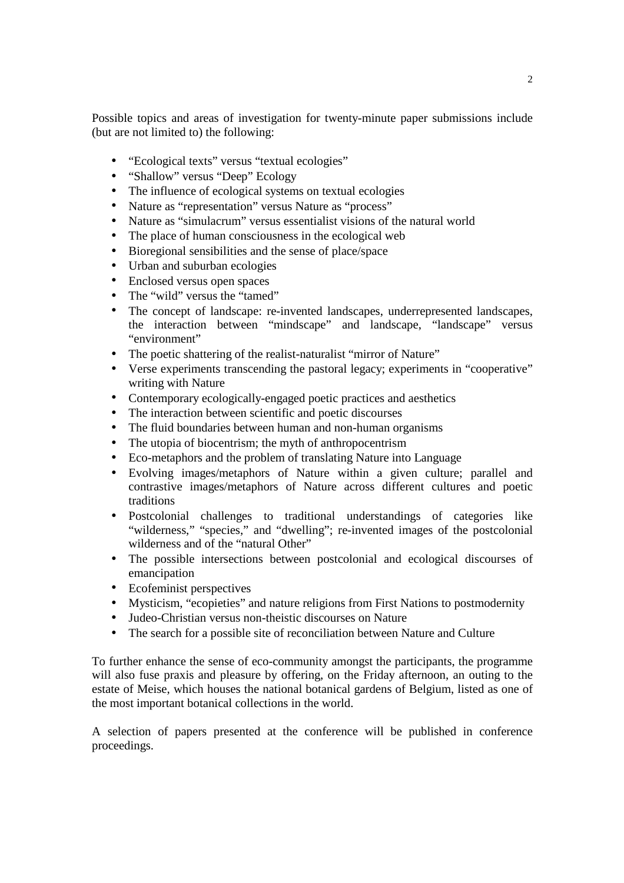Possible topics and areas of investigation for twenty-minute paper submissions include (but are not limited to) the following:

- "Ecological texts" versus "textual ecologies"
- "Shallow" versus "Deep" Ecology
- The influence of ecological systems on textual ecologies
- Nature as "representation" versus Nature as "process"
- Nature as "simulacrum" versus essentialist visions of the natural world
- The place of human consciousness in the ecological web
- Bioregional sensibilities and the sense of place/space
- Urban and suburban ecologies
- Enclosed versus open spaces
- The "wild" versus the "tamed"
- The concept of landscape: re-invented landscapes, underrepresented landscapes, the interaction between "mindscape" and landscape, "landscape" versus "environment"
- The poetic shattering of the realist-naturalist "mirror of Nature"
- Verse experiments transcending the pastoral legacy; experiments in "cooperative" writing with Nature
- Contemporary ecologically-engaged poetic practices and aesthetics
- The interaction between scientific and poetic discourses
- The fluid boundaries between human and non-human organisms
- The utopia of biocentrism; the myth of anthropocentrism
- Eco-metaphors and the problem of translating Nature into Language
- Evolving images/metaphors of Nature within a given culture; parallel and contrastive images/metaphors of Nature across different cultures and poetic traditions
- Postcolonial challenges to traditional understandings of categories like "wilderness," "species," and "dwelling"; re-invented images of the postcolonial wilderness and of the "natural Other"
- The possible intersections between postcolonial and ecological discourses of emancipation
- Ecofeminist perspectives
- Mysticism, "ecopieties" and nature religions from First Nations to postmodernity
- Judeo-Christian versus non-theistic discourses on Nature
- The search for a possible site of reconciliation between Nature and Culture

To further enhance the sense of eco-community amongst the participants, the programme will also fuse praxis and pleasure by offering, on the Friday afternoon, an outing to the estate of Meise, which houses the national botanical gardens of Belgium, listed as one of the most important botanical collections in the world.

A selection of papers presented at the conference will be published in conference proceedings.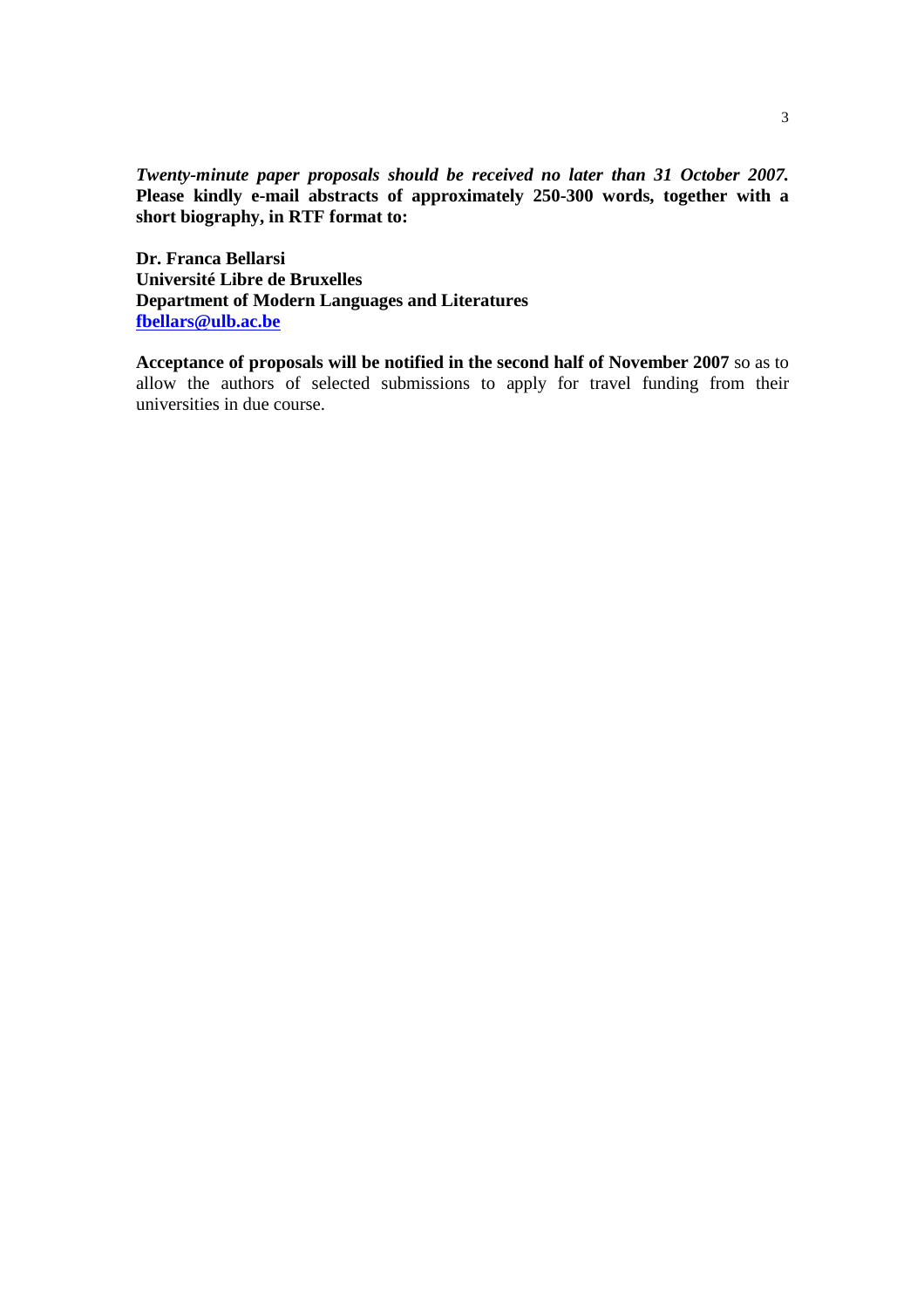***Twenty-minute paper proposals should be received no later than 31 October 2007.* Please kindly e-mail abstracts of approximately 250-300 words, together with a short biography, in RTF format to:**

**Dr. Franca Bellarsi**
**Université Libre de Bruxelles**
**Department of Modern Languages and Literatures**
**[fbellars@ulb.ac.be](mailto:fbellars@ulb.ac.be)**

**Acceptance of proposals will be notified in the second half of November 2007** so as to allow the authors of selected submissions to apply for travel funding from their universities in due course.